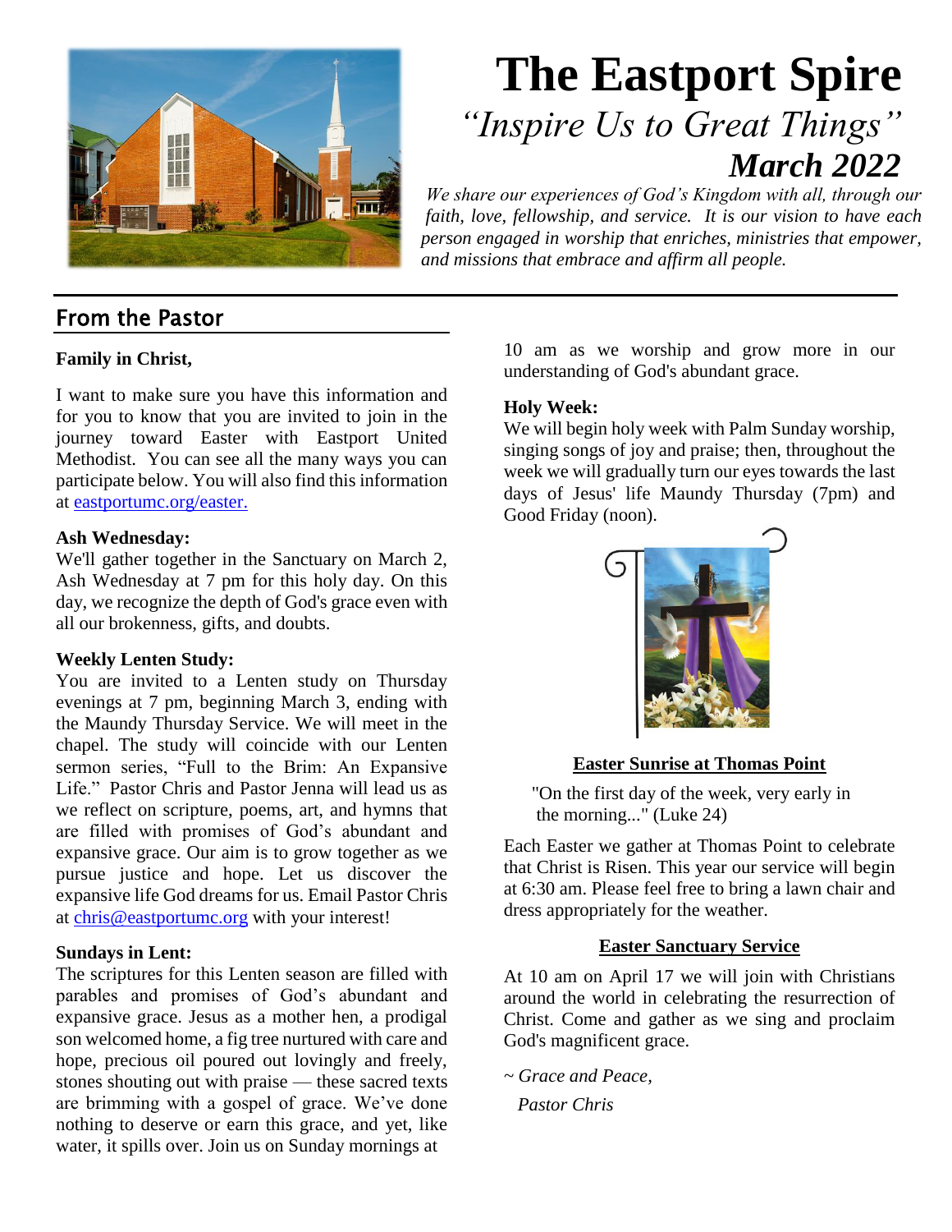# The Eastport Spire

*"Inspire Us to Great Things"*

***March 2022***

*We share our experiences of God's Kingdom with all, through our faith, love, fellowship, and service. It is our vision to have each person engaged in worship that enriches, ministries that empower, and missions that embrace and affirm all people.*

## From the Pastor

**Family in Christ,**

I want to make sure you have this information and for you to know that you are invited to join in the journey toward Easter with Eastport United Methodist. You can see all the many ways you can participate below. You will also find this information at eastportumc.org/easter.

**Ash Wednesday:**
We'll gather together in the Sanctuary on March 2, Ash Wednesday at 7 pm for this holy day. On this day, we recognize the depth of God's grace even with all our brokenness, gifts, and doubts.

**Weekly Lenten Study:**
You are invited to a Lenten study on Thursday evenings at 7 pm, beginning March 3, ending with the Maundy Thursday Service. We will meet in the chapel. The study will coincide with our Lenten sermon series, "Full to the Brim: An Expansive Life." Pastor Chris and Pastor Jenna will lead us as we reflect on scripture, poems, art, and hymns that are filled with promises of God's abundant and expansive grace. Our aim is to grow together as we pursue justice and hope. Let us discover the expansive life God dreams for us. Email Pastor Chris at chris@eastportumc.org with your interest!

**Sundays in Lent:**
The scriptures for this Lenten season are filled with parables and promises of God's abundant and expansive grace. Jesus as a mother hen, a prodigal son welcomed home, a fig tree nurtured with care and hope, precious oil poured out lovingly and freely, stones shouting out with praise — these sacred texts are brimming with a gospel of grace. We've done nothing to deserve or earn this grace, and yet, like water, it spills over. Join us on Sunday mornings at 10 am as we worship and grow more in our understanding of God's abundant grace.

**Holy Week:**
We will begin holy week with Palm Sunday worship, singing songs of joy and praise; then, throughout the week we will gradually turn our eyes towards the last days of Jesus' life Maundy Thursday (7pm) and Good Friday (noon).

**Easter Sunrise at Thomas Point**

"On the first day of the week, very early in the morning..." (Luke 24)

Each Easter we gather at Thomas Point to celebrate that Christ is Risen. This year our service will begin at 6:30 am. Please feel free to bring a lawn chair and dress appropriately for the weather.

**Easter Sanctuary Service**

At 10 am on April 17 we will join with Christians around the world in celebrating the resurrection of Christ. Come and gather as we sing and proclaim God's magnificent grace.

*~ Grace and Peace,*

*Pastor Chris*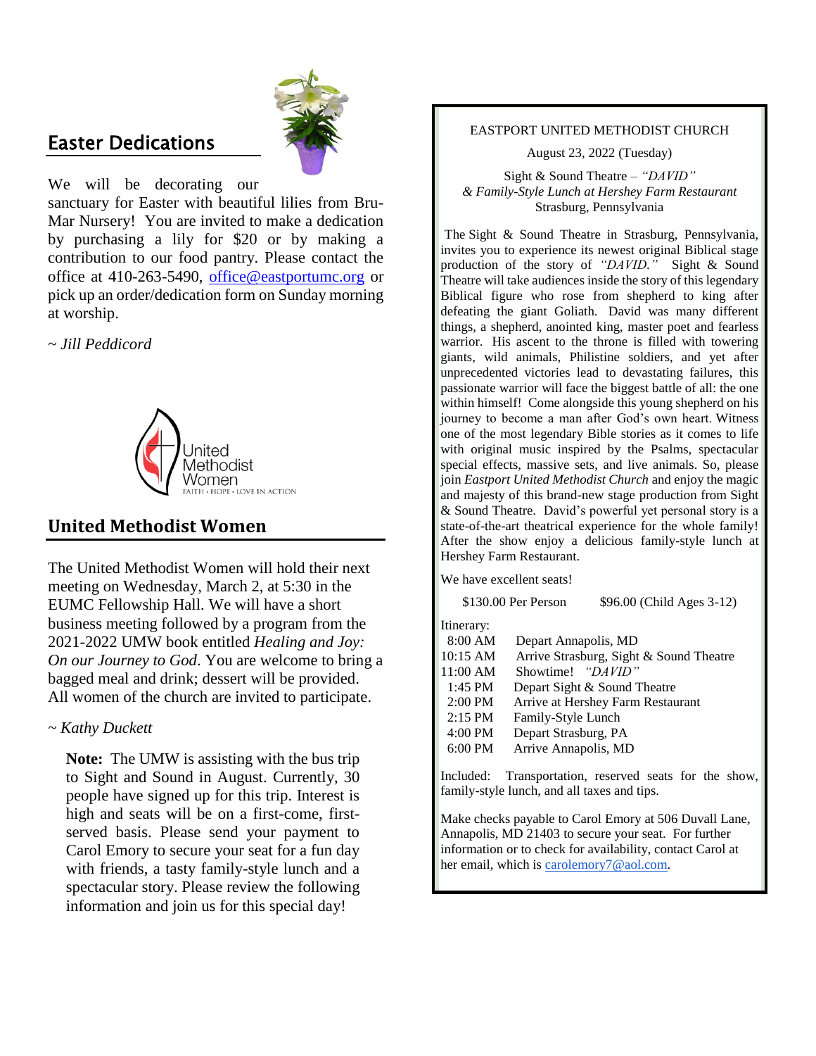## Easter Dedications

We will be decorating our sanctuary for Easter with beautiful lilies from Bru-Mar Nursery! You are invited to make a dedication by purchasing a lily for $20 or by making a contribution to our food pantry. Please contact the office at 410-263-5490, office@eastportumc.org or pick up an order/dedication form on Sunday morning at worship.

*~ Jill Peddicord*

United Methodist Women
FAITH · HOPE · LOVE IN ACTION

## United Methodist Women

The United Methodist Women will hold their next meeting on Wednesday, March 2, at 5:30 in the EUMC Fellowship Hall. We will have a short business meeting followed by a program from the 2021-2022 UMW book entitled *Healing and Joy: On our Journey to God*. You are welcome to bring a bagged meal and drink; dessert will be provided. All women of the church are invited to participate.

*~ Kathy Duckett*

**Note:** The UMW is assisting with the bus trip to Sight and Sound in August. Currently, 30 people have signed up for this trip. Interest is high and seats will be on a first-come, first-served basis. Please send your payment to Carol Emory to secure your seat for a fun day with friends, a tasty family-style lunch and a spectacular story. Please review the following information and join us for this special day!

EASTPORT UNITED METHODIST CHURCH

August 23, 2022 (Tuesday)

Sight & Sound Theatre – *"DAVID"*
*& Family-Style Lunch at Hershey Farm Restaurant*
Strasburg, Pennsylvania

The Sight & Sound Theatre in Strasburg, Pennsylvania, invites you to experience its newest original Biblical stage production of the story of *"DAVID."* Sight & Sound Theatre will take audiences inside the story of this legendary Biblical figure who rose from shepherd to king after defeating the giant Goliath. David was many different things, a shepherd, anointed king, master poet and fearless warrior. His ascent to the throne is filled with towering giants, wild animals, Philistine soldiers, and yet after unprecedented victories lead to devastating failures, this passionate warrior will face the biggest battle of all: the one within himself! Come alongside this young shepherd on his journey to become a man after God's own heart. Witness one of the most legendary Bible stories as it comes to life with original music inspired by the Psalms, spectacular special effects, massive sets, and live animals. So, please join *Eastport United Methodist Church* and enjoy the magic and majesty of this brand-new stage production from Sight & Sound Theatre. David's powerful yet personal story is a state-of-the-art theatrical experience for the whole family! After the show enjoy a delicious family-style lunch at Hershey Farm Restaurant.

We have excellent seats!

$130.00 Per Person $96.00 (Child Ages 3-12)

Itinerary:

| | |
|---|---|
| 8:00 AM | Depart Annapolis, MD |
| 10:15 AM | Arrive Strasburg, Sight & Sound Theatre |
| 11:00 AM | Showtime! *"DAVID"* |
| 1:45 PM | Depart Sight & Sound Theatre |
| 2:00 PM | Arrive at Hershey Farm Restaurant |
| 2:15 PM | Family-Style Lunch |
| 4:00 PM | Depart Strasburg, PA |
| 6:00 PM | Arrive Annapolis, MD |

Included: Transportation, reserved seats for the show, family-style lunch, and all taxes and tips.

Make checks payable to Carol Emory at 506 Duvall Lane, Annapolis, MD 21403 to secure your seat. For further information or to check for availability, contact Carol at her email, which is carolemory7@aol.com.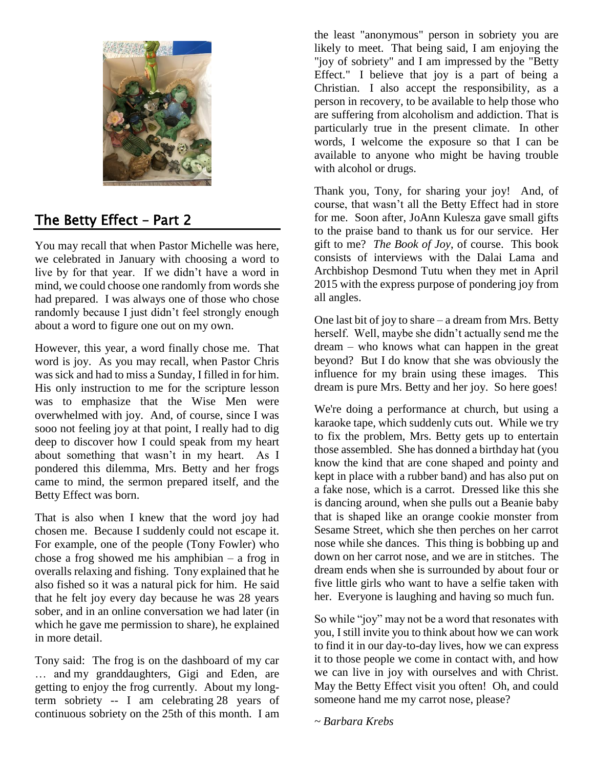## The Betty Effect – Part 2

You may recall that when Pastor Michelle was here, we celebrated in January with choosing a word to live by for that year. If we didn't have a word in mind, we could choose one randomly from words she had prepared. I was always one of those who chose randomly because I just didn't feel strongly enough about a word to figure one out on my own.

However, this year, a word finally chose me. That word is joy. As you may recall, when Pastor Chris was sick and had to miss a Sunday, I filled in for him. His only instruction to me for the scripture lesson was to emphasize that the Wise Men were overwhelmed with joy. And, of course, since I was sooo not feeling joy at that point, I really had to dig deep to discover how I could speak from my heart about something that wasn't in my heart. As I pondered this dilemma, Mrs. Betty and her frogs came to mind, the sermon prepared itself, and the Betty Effect was born.

That is also when I knew that the word joy had chosen me. Because I suddenly could not escape it. For example, one of the people (Tony Fowler) who chose a frog showed me his amphibian – a frog in overalls relaxing and fishing. Tony explained that he also fished so it was a natural pick for him. He said that he felt joy every day because he was 28 years sober, and in an online conversation we had later (in which he gave me permission to share), he explained in more detail.

Tony said: The frog is on the dashboard of my car … and my granddaughters, Gigi and Eden, are getting to enjoy the frog currently. About my long-term sobriety -- I am celebrating 28 years of continuous sobriety on the 25th of this month. I am the least "anonymous" person in sobriety you are likely to meet. That being said, I am enjoying the "joy of sobriety" and I am impressed by the "Betty Effect." I believe that joy is a part of being a Christian. I also accept the responsibility, as a person in recovery, to be available to help those who are suffering from alcoholism and addiction. That is particularly true in the present climate. In other words, I welcome the exposure so that I can be available to anyone who might be having trouble with alcohol or drugs.

Thank you, Tony, for sharing your joy! And, of course, that wasn't all the Betty Effect had in store for me. Soon after, JoAnn Kulesza gave small gifts to the praise band to thank us for our service. Her gift to me? *The Book of Joy*, of course. This book consists of interviews with the Dalai Lama and Archbishop Desmond Tutu when they met in April 2015 with the express purpose of pondering joy from all angles.

One last bit of joy to share – a dream from Mrs. Betty herself. Well, maybe she didn't actually send me the dream – who knows what can happen in the great beyond? But I do know that she was obviously the influence for my brain using these images. This dream is pure Mrs. Betty and her joy. So here goes!

We're doing a performance at church, but using a karaoke tape, which suddenly cuts out. While we try to fix the problem, Mrs. Betty gets up to entertain those assembled. She has donned a birthday hat (you know the kind that are cone shaped and pointy and kept in place with a rubber band) and has also put on a fake nose, which is a carrot. Dressed like this she is dancing around, when she pulls out a Beanie baby that is shaped like an orange cookie monster from Sesame Street, which she then perches on her carrot nose while she dances. This thing is bobbing up and down on her carrot nose, and we are in stitches. The dream ends when she is surrounded by about four or five little girls who want to have a selfie taken with her. Everyone is laughing and having so much fun.

So while "joy" may not be a word that resonates with you, I still invite you to think about how we can work to find it in our day-to-day lives, how we can express it to those people we come in contact with, and how we can live in joy with ourselves and with Christ. May the Betty Effect visit you often! Oh, and could someone hand me my carrot nose, please?

*~ Barbara Krebs*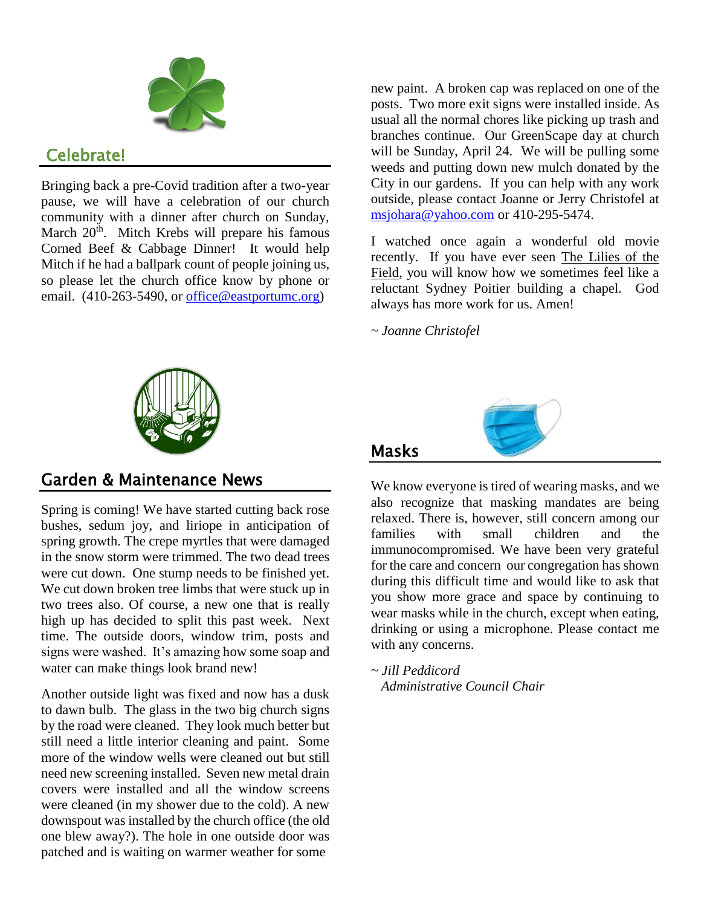## Celebrate!

Bringing back a pre-Covid tradition after a two-year pause, we will have a celebration of our church community with a dinner after church on Sunday, March 20th. Mitch Krebs will prepare his famous Corned Beef & Cabbage Dinner! It would help Mitch if he had a ballpark count of people joining us, so please let the church office know by phone or email. (410-263-5490, or office@eastportumc.org)

## Garden & Maintenance News

Spring is coming! We have started cutting back rose bushes, sedum joy, and liriope in anticipation of spring growth. The crepe myrtles that were damaged in the snow storm were trimmed. The two dead trees were cut down. One stump needs to be finished yet. We cut down broken tree limbs that were stuck up in two trees also. Of course, a new one that is really high up has decided to split this past week. Next time. The outside doors, window trim, posts and signs were washed. It's amazing how some soap and water can make things look brand new!

Another outside light was fixed and now has a dusk to dawn bulb. The glass in the two big church signs by the road were cleaned. They look much better but still need a little interior cleaning and paint. Some more of the window wells were cleaned out but still need new screening installed. Seven new metal drain covers were installed and all the window screens were cleaned (in my shower due to the cold). A new downspout was installed by the church office (the old one blew away?). The hole in one outside door was patched and is waiting on warmer weather for some new paint. A broken cap was replaced on one of the posts. Two more exit signs were installed inside. As usual all the normal chores like picking up trash and branches continue. Our GreenScape day at church will be Sunday, April 24. We will be pulling some weeds and putting down new mulch donated by the City in our gardens. If you can help with any work outside, please contact Joanne or Jerry Christofel at msjohara@yahoo.com or 410-295-5474.

I watched once again a wonderful old movie recently. If you have ever seen The Lilies of the Field, you will know how we sometimes feel like a reluctant Sydney Poitier building a chapel. God always has more work for us. Amen!

*~ Joanne Christofel*

## Masks

We know everyone is tired of wearing masks, and we also recognize that masking mandates are being relaxed. There is, however, still concern among our families with small children and the immunocompromised. We have been very grateful for the care and concern our congregation has shown during this difficult time and would like to ask that you show more grace and space by continuing to wear masks while in the church, except when eating, drinking or using a microphone. Please contact me with any concerns.

*~ Jill Peddicord*
*Administrative Council Chair*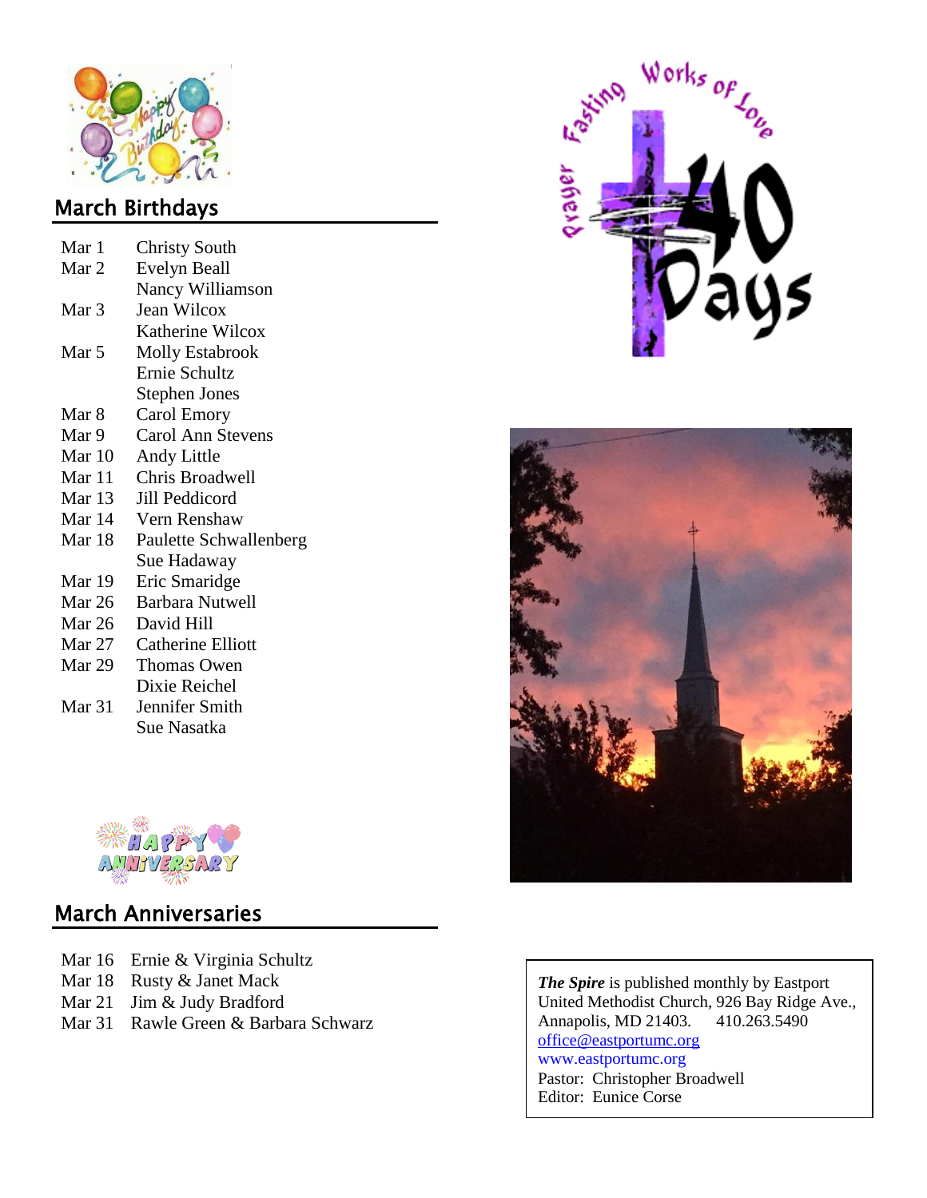## March Birthdays

| | |
|---|---|
| Mar 1 | Christy South |
| Mar 2 | Evelyn Beall |
| | Nancy Williamson |
| Mar 3 | Jean Wilcox |
| | Katherine Wilcox |
| Mar 5 | Molly Estabrook |
| | Ernie Schultz |
| | Stephen Jones |
| Mar 8 | Carol Emory |
| Mar 9 | Carol Ann Stevens |
| Mar 10 | Andy Little |
| Mar 11 | Chris Broadwell |
| Mar 13 | Jill Peddicord |
| Mar 14 | Vern Renshaw |
| Mar 18 | Paulette Schwallenberg |
| | Sue Hadaway |
| Mar 19 | Eric Smaridge |
| Mar 26 | Barbara Nutwell |
| Mar 26 | David Hill |
| Mar 27 | Catherine Elliott |
| Mar 29 | Thomas Owen |
| | Dixie Reichel |
| Mar 31 | Jennifer Smith |
| | Sue Nasatka |

## March Anniversaries

| | |
|---|---|
| Mar 16 | Ernie & Virginia Schultz |
| Mar 18 | Rusty & Janet Mack |
| Mar 21 | Jim & Judy Bradford |
| Mar 31 | Rawle Green & Barbara Schwarz |

***The Spire*** is published monthly by Eastport United Methodist Church, 926 Bay Ridge Ave., Annapolis, MD 21403. 410.263.5490
office@eastportumc.org
www.eastportumc.org
Pastor: Christopher Broadwell
Editor: Eunice Corse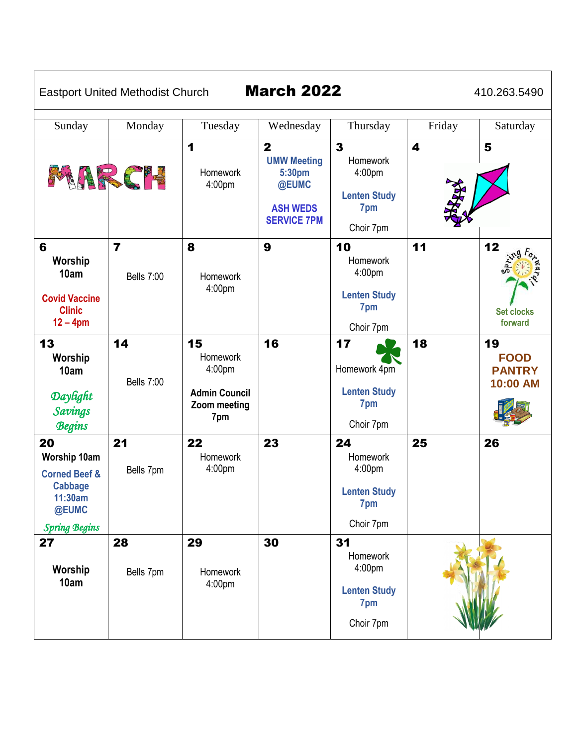Eastport United Methodist Church **March 2022** 410.263.5490

| Sunday | Monday | Tuesday | Wednesday | Thursday | Friday | Saturday |
|---|---|---|---|---|---|---|
| MARCH | | **1**<br>Homework 4:00pm | **2**<br>**UMW Meeting 5:30pm @EUMC**<br>**ASH WEDS SERVICE 7PM** | **3**<br>Homework 4:00pm<br>**Lenten Study 7pm**<br>Choir 7pm | **4** | **5** |
| **6**<br>**Worship 10am**<br>**Covid Vaccine Clinic 12 – 4pm** | **7**<br>Bells 7:00 | **8**<br>Homework 4:00pm | **9** | **10**<br>Homework 4:00pm<br>**Lenten Study 7pm**<br>Choir 7pm | **11** | **12**<br>Spring Forward!<br>**Set clocks forward** |
| **13**<br>**Worship 10am**<br>*Daylight Savings Begins* | **14**<br>Bells 7:00 | **15**<br>Homework 4:00pm<br>**Admin Council Zoom meeting 7pm** | **16** | **17**<br>Homework 4pm<br>**Lenten Study 7pm**<br>Choir 7pm | **18** | **19**<br>**FOOD PANTRY 10:00 AM** |
| **20**<br>**Worship 10am**<br>**Corned Beef & Cabbage 11:30am @EUMC**<br>*Spring Begins* | **21**<br>Bells 7pm | **22**<br>Homework 4:00pm | **23** | **24**<br>Homework 4:00pm<br>**Lenten Study 7pm**<br>Choir 7pm | **25** | **26** |
| **27**<br>**Worship 10am** | **28**<br>Bells 7pm | **29**<br>Homework 4:00pm | **30** | **31**<br>Homework 4:00pm<br>**Lenten Study 7pm**<br>Choir 7pm | | |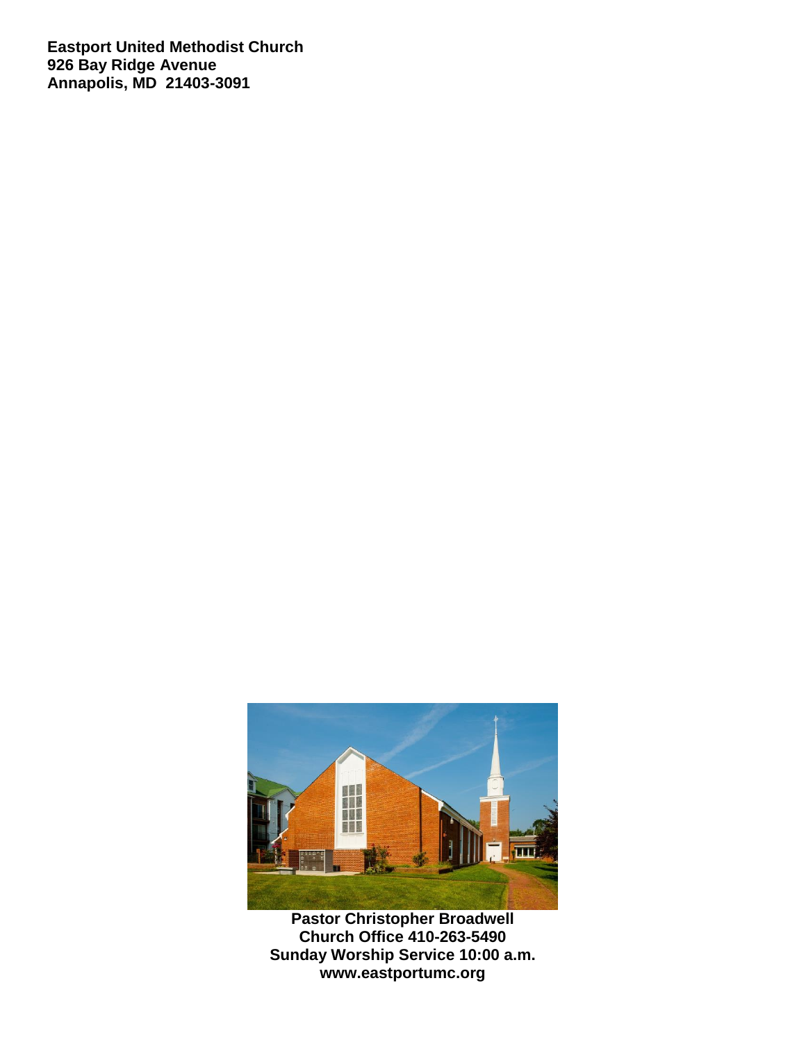**Eastport United Methodist Church**
**926 Bay Ridge Avenue**
**Annapolis, MD 21403-3091**

**Pastor Christopher Broadwell**
**Church Office 410-263-5490**
**Sunday Worship Service 10:00 a.m.**
**www.eastportumc.org**